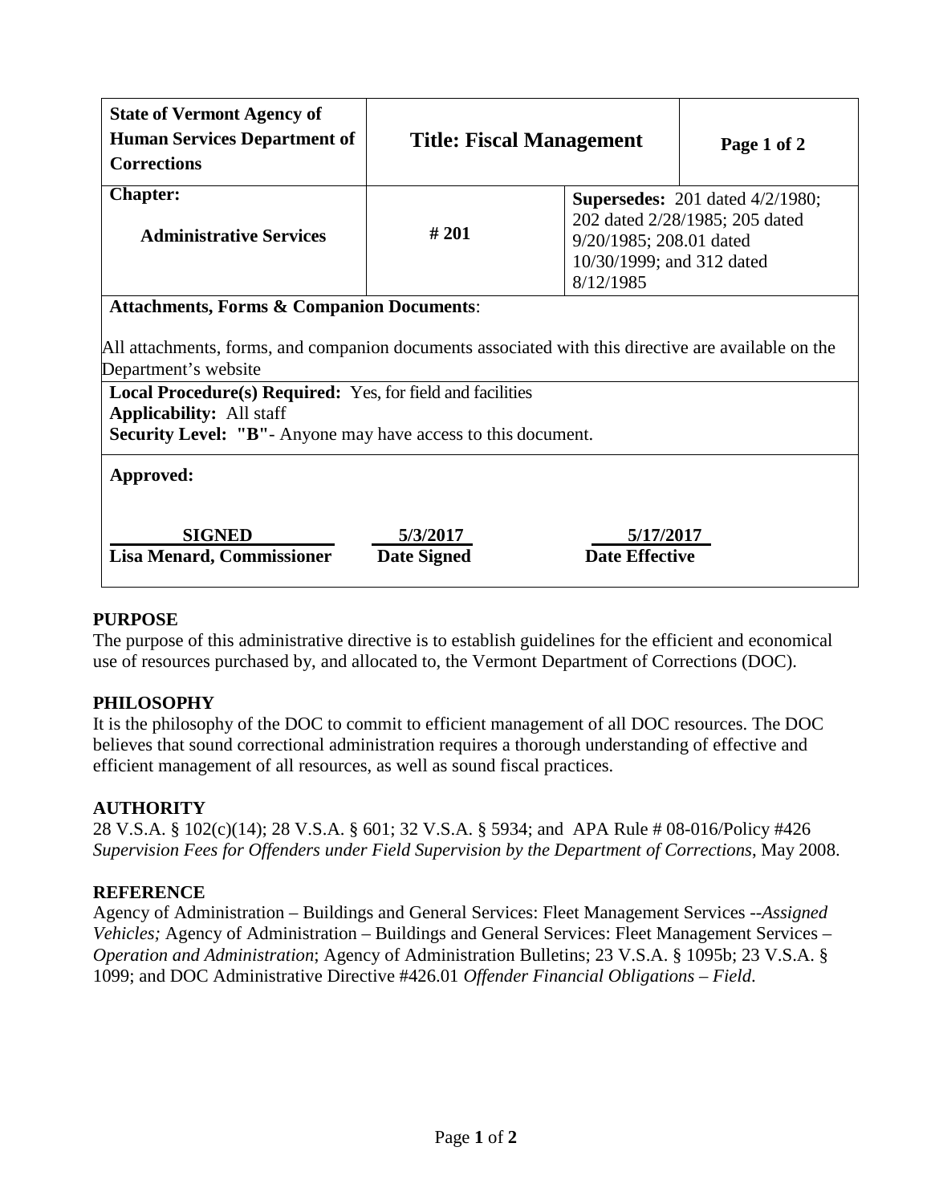| State of Vermont Agency of Human Services Department of Corrections | Title: Fiscal Management | | Page 1 of 2 |
|---|---|---|---|
| **Chapter:** Administrative Services | # 201 | **Supersedes:** 201 dated 4/2/1980; 202 dated 2/28/1985; 205 dated 9/20/1985; 208.01 dated 10/30/1999; and 312 dated 8/12/1985 | |

**Attachments, Forms & Companion Documents**:

All attachments, forms, and companion documents associated with this directive are available on the Department's website

**Local Procedure(s) Required:** Yes, for field and facilities
**Applicability:** All staff
**Security Level: "B"**- Anyone may have access to this document.

**Approved:**

| SIGNED | 5/3/2017 | 5/17/2017 |
|---|---|---|
| **Lisa Menard, Commissioner** | **Date Signed** | **Date Effective** |

## PURPOSE

The purpose of this administrative directive is to establish guidelines for the efficient and economical use of resources purchased by, and allocated to, the Vermont Department of Corrections (DOC).

## PHILOSOPHY

It is the philosophy of the DOC to commit to efficient management of all DOC resources. The DOC believes that sound correctional administration requires a thorough understanding of effective and efficient management of all resources, as well as sound fiscal practices.

## AUTHORITY

28 V.S.A. § 102(c)(14); 28 V.S.A. § 601; 32 V.S.A. § 5934; and APA Rule # 08-016/Policy #426 *Supervision Fees for Offenders under Field Supervision by the Department of Corrections*, May 2008.

## REFERENCE

Agency of Administration – Buildings and General Services: Fleet Management Services --*Assigned Vehicles;* Agency of Administration – Buildings and General Services: Fleet Management Services – *Operation and Administration*; Agency of Administration Bulletins; 23 V.S.A. § 1095b; 23 V.S.A. § 1099; and DOC Administrative Directive #426.01 *Offender Financial Obligations – Field*.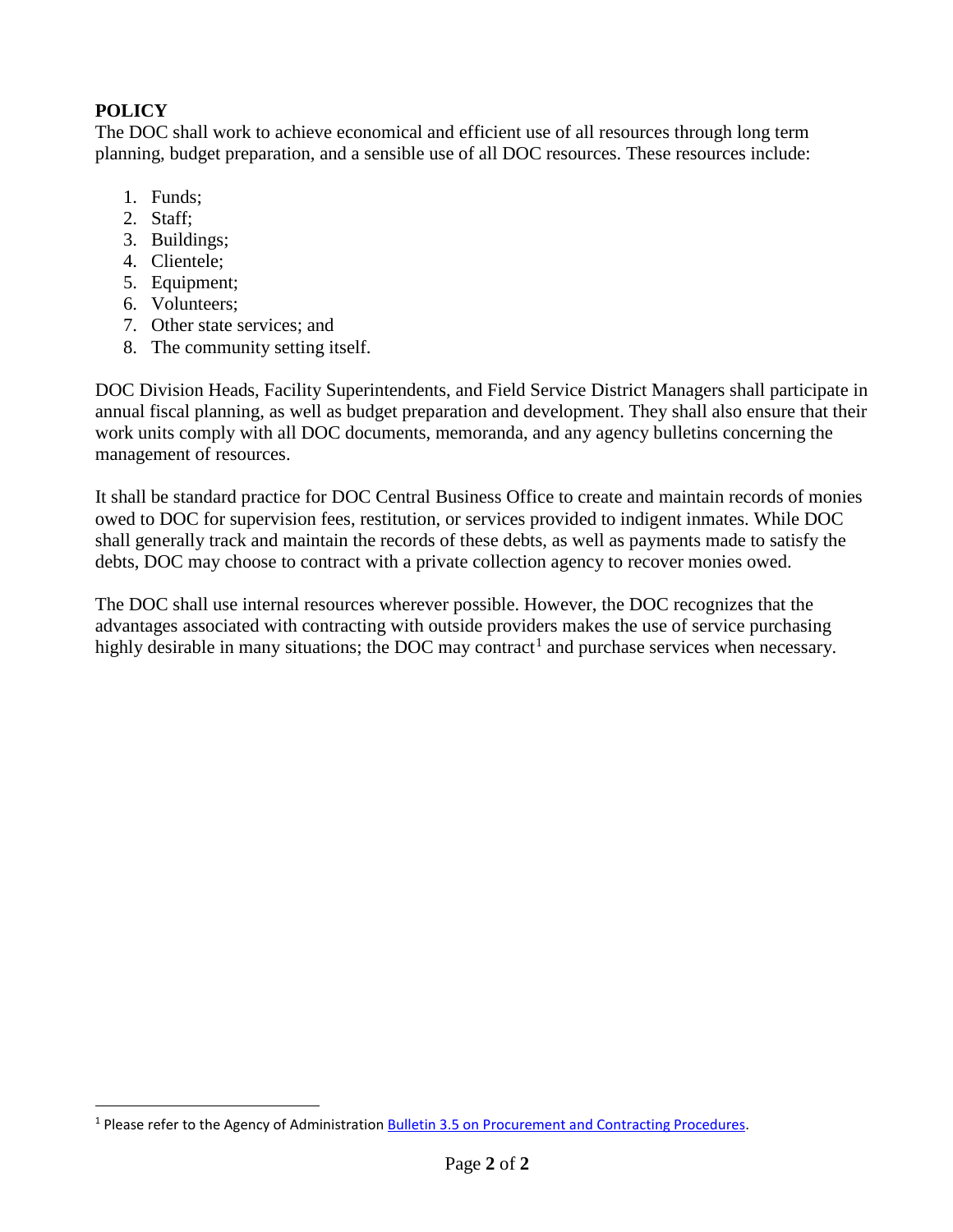## POLICY

The DOC shall work to achieve economical and efficient use of all resources through long term planning, budget preparation, and a sensible use of all DOC resources. These resources include:

1. Funds;
2. Staff;
3. Buildings;
4. Clientele;
5. Equipment;
6. Volunteers;
7. Other state services; and
8. The community setting itself.

DOC Division Heads, Facility Superintendents, and Field Service District Managers shall participate in annual fiscal planning, as well as budget preparation and development. They shall also ensure that their work units comply with all DOC documents, memoranda, and any agency bulletins concerning the management of resources.

It shall be standard practice for DOC Central Business Office to create and maintain records of monies owed to DOC for supervision fees, restitution, or services provided to indigent inmates. While DOC shall generally track and maintain the records of these debts, as well as payments made to satisfy the debts, DOC may choose to contract with a private collection agency to recover monies owed.

The DOC shall use internal resources wherever possible. However, the DOC recognizes that the advantages associated with contracting with outside providers makes the use of service purchasing highly desirable in many situations; the DOC may contract[1] and purchase services when necessary.

[1] Please refer to the Agency of Administration Bulletin 3.5 on Procurement and Contracting Procedures.